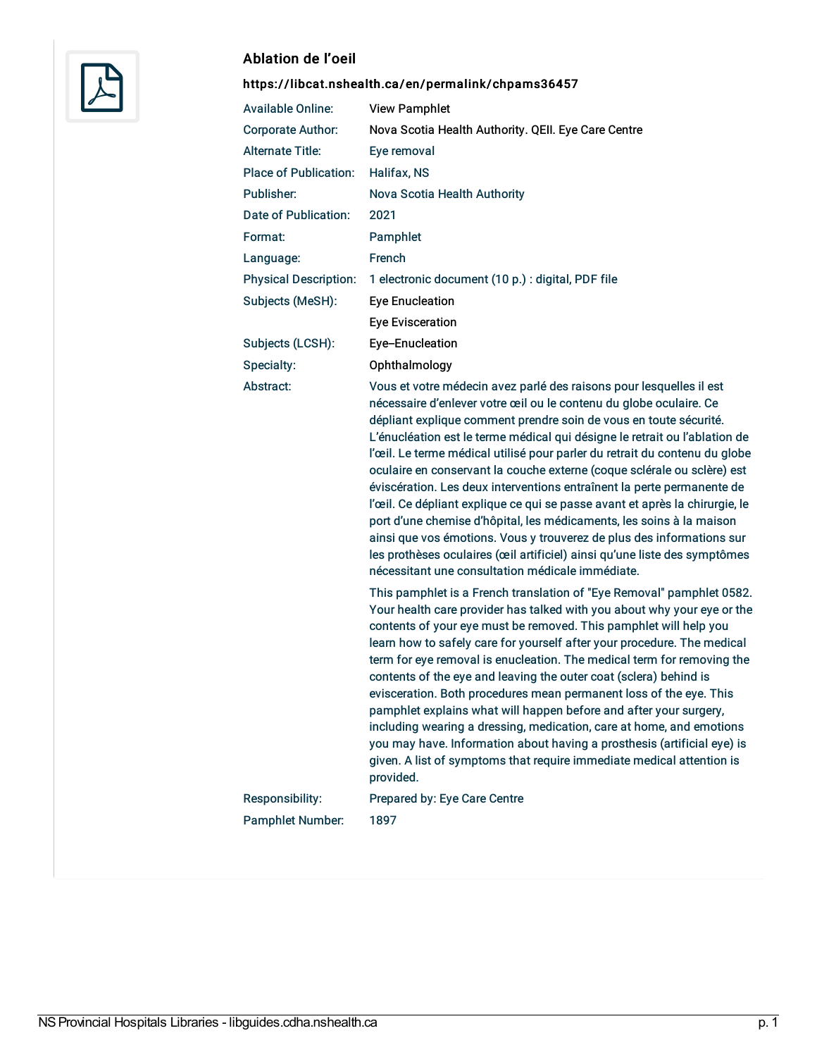## Ablation de l’oeil

**https://libcat.nshealth.ca/en/permalink/chpams36457**

| | |
|---|---|
| Available Online: | View Pamphlet |
| Corporate Author: | Nova Scotia Health Authority. QEII. Eye Care Centre |
| Alternate Title: | Eye removal |
| Place of Publication: | Halifax, NS |
| Publisher: | Nova Scotia Health Authority |
| Date of Publication: | 2021 |
| Format: | Pamphlet |
| Language: | French |
| Physical Description: | 1 electronic document (10 p.) : digital, PDF file |
| Subjects (MeSH): | Eye Enucleation |
| | Eye Evisceration |
| Subjects (LCSH): | Eye–Enucleation |
| Specialty: | Ophthalmology |
| Abstract: | Vous et votre médecin avez parlé des raisons pour lesquelles il est nécessaire d’enlever votre œil ou le contenu du globe oculaire. Ce dépliant explique comment prendre soin de vous en toute sécurité. L’énucléation est le terme médical qui désigne le retrait ou l’ablation de l’œil. Le terme médical utilisé pour parler du retrait du contenu du globe oculaire en conservant la couche externe (coque sclérale ou sclère) est éviscération. Les deux interventions entraînent la perte permanente de l’œil. Ce dépliant explique ce qui se passe avant et après la chirurgie, le port d’une chemise d’hôpital, les médicaments, les soins à la maison ainsi que vos émotions. Vous y trouverez de plus des informations sur les prothèses oculaires (œil artificiel) ainsi qu’une liste des symptômes nécessitant une consultation médicale immédiate. |
| | This pamphlet is a French translation of "Eye Removal" pamphlet 0582. Your health care provider has talked with you about why your eye or the contents of your eye must be removed. This pamphlet will help you learn how to safely care for yourself after your procedure. The medical term for eye removal is enucleation. The medical term for removing the contents of the eye and leaving the outer coat (sclera) behind is evisceration. Both procedures mean permanent loss of the eye. This pamphlet explains what will happen before and after your surgery, including wearing a dressing, medication, care at home, and emotions you may have. Information about having a prosthesis (artificial eye) is given. A list of symptoms that require immediate medical attention is provided. |
| Responsibility: | Prepared by: Eye Care Centre |
| Pamphlet Number: | 1897 |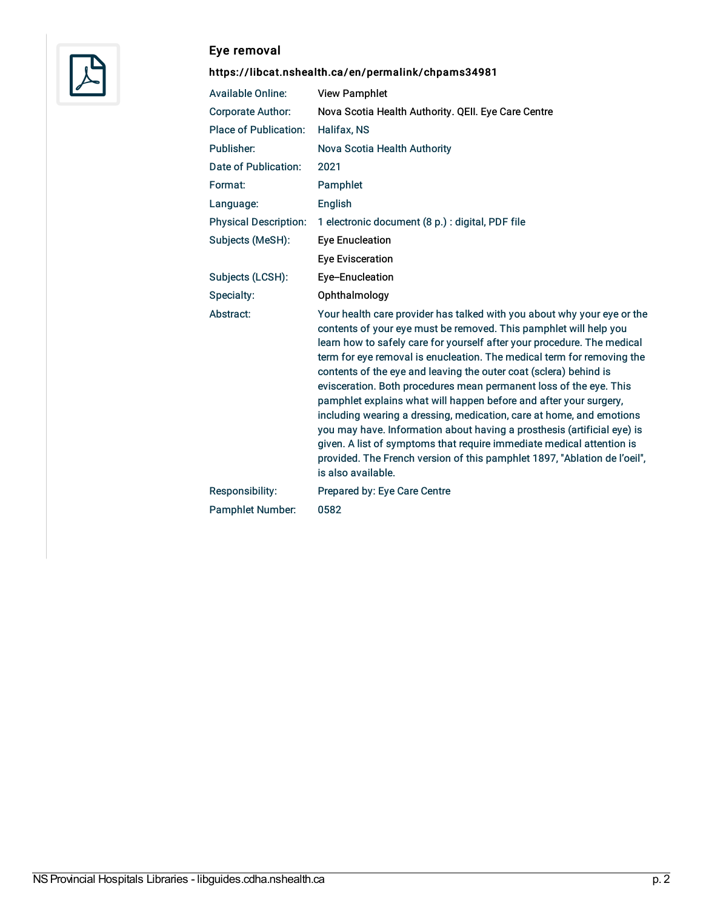## Eye removal

**https://libcat.nshealth.ca/en/permalink/chpams34981**

| | |
|---|---|
| Available Online: | View Pamphlet |
| Corporate Author: | Nova Scotia Health Authority. QEII. Eye Care Centre |
| Place of Publication: | Halifax, NS |
| Publisher: | Nova Scotia Health Authority |
| Date of Publication: | 2021 |
| Format: | Pamphlet |
| Language: | English |
| Physical Description: | 1 electronic document (8 p.) : digital, PDF file |
| Subjects (MeSH): | Eye Enucleation |
| | Eye Evisceration |
| Subjects (LCSH): | Eye–Enucleation |
| Specialty: | Ophthalmology |
| Abstract: | Your health care provider has talked with you about why your eye or the contents of your eye must be removed. This pamphlet will help you learn how to safely care for yourself after your procedure. The medical term for eye removal is enucleation. The medical term for removing the contents of the eye and leaving the outer coat (sclera) behind is evisceration. Both procedures mean permanent loss of the eye. This pamphlet explains what will happen before and after your surgery, including wearing a dressing, medication, care at home, and emotions you may have. Information about having a prosthesis (artificial eye) is given. A list of symptoms that require immediate medical attention is provided. The French version of this pamphlet 1897, "Ablation de l'oeil", is also available. |
| Responsibility: | Prepared by: Eye Care Centre |
| Pamphlet Number: | 0582 |